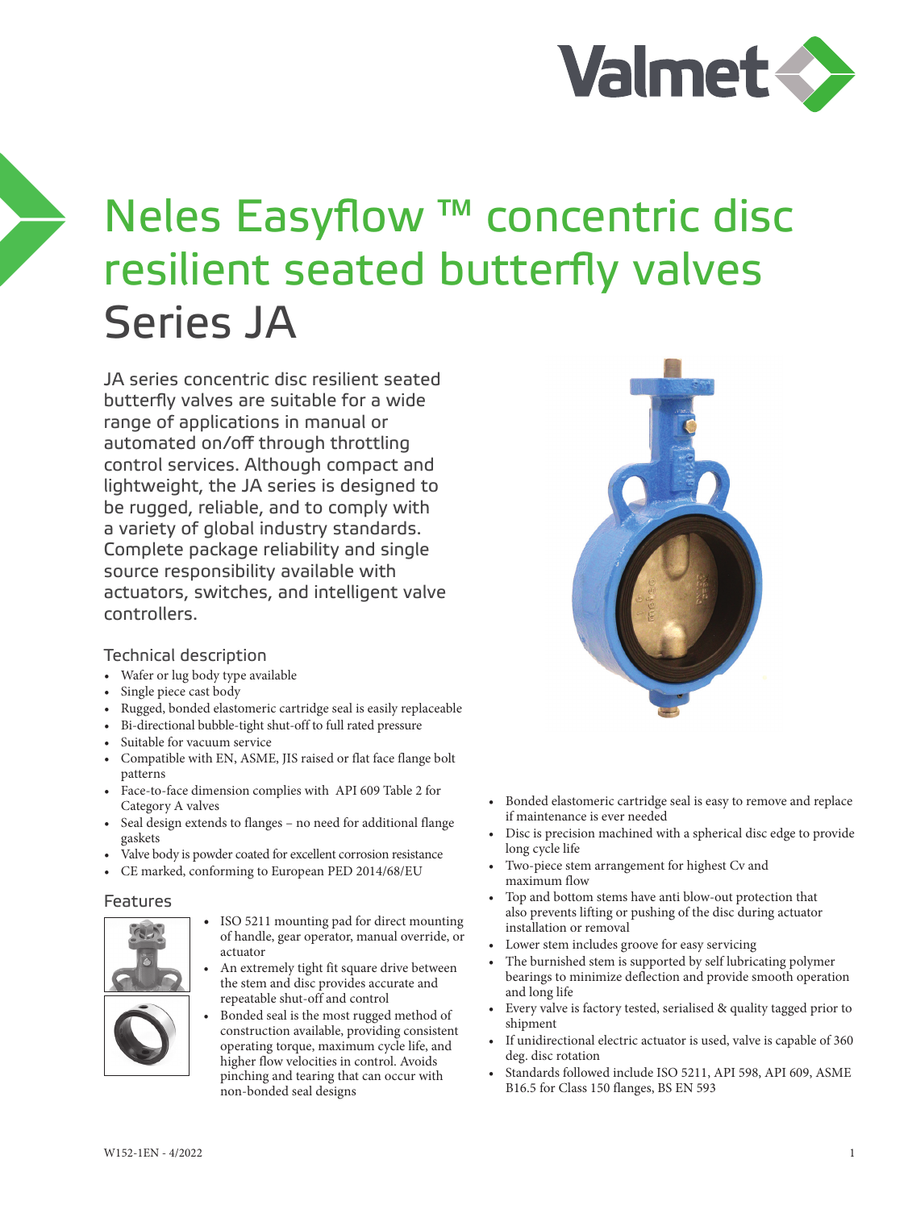# Neles Easyflow ™ concentric disc resilient seated butterfly valves Series JA

JA series concentric disc resilient seated butterfly valves are suitable for a wide range of applications in manual or automated on/off through throttling control services. Although compact and lightweight, the JA series is designed to be rugged, reliable, and to comply with a variety of global industry standards. Complete package reliability and single source responsibility available with actuators, switches, and intelligent valve controllers.

## Technical description

- Wafer or lug body type available
- Single piece cast body
- Rugged, bonded elastomeric cartridge seal is easily replaceable
- Bi-directional bubble-tight shut-off to full rated pressure
- Suitable for vacuum service
- Compatible with EN, ASME, JIS raised or flat face flange bolt patterns
- Face-to-face dimension complies with API 609 Table 2 for Category A valves
- Seal design extends to flanges – no need for additional flange gaskets
- Valve body is powder coated for excellent corrosion resistance
- CE marked, conforming to European PED 2014/68/EU

## Features

- ISO 5211 mounting pad for direct mounting of handle, gear operator, manual override, or actuator
- An extremely tight fit square drive between the stem and disc provides accurate and repeatable shut-off and control
- Bonded seal is the most rugged method of construction available, providing consistent operating torque, maximum cycle life, and higher flow velocities in control. Avoids pinching and tearing that can occur with non-bonded seal designs
- Bonded elastomeric cartridge seal is easy to remove and replace if maintenance is ever needed
- Disc is precision machined with a spherical disc edge to provide long cycle life
- Two-piece stem arrangement for highest Cv and maximum flow
- Top and bottom stems have anti blow-out protection that also prevents lifting or pushing of the disc during actuator installation or removal
- Lower stem includes groove for easy servicing
- The burnished stem is supported by self lubricating polymer bearings to minimize deflection and provide smooth operation and long life
- Every valve is factory tested, serialised & quality tagged prior to shipment
- If unidirectional electric actuator is used, valve is capable of 360 deg. disc rotation
- Standards followed include ISO 5211, API 598, API 609, ASME B16.5 for Class 150 flanges, BS EN 593

W152-1EN - 4/2022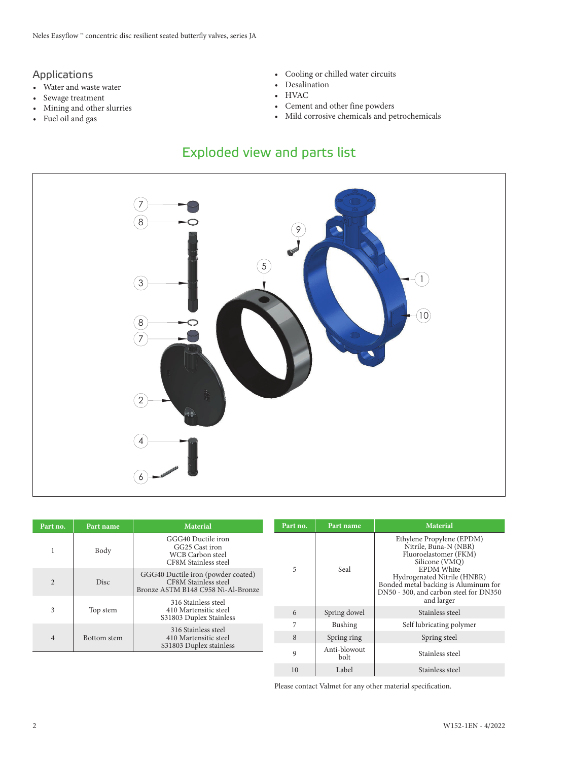## Applications

- Water and waste water
- Sewage treatment
- Mining and other slurries
- Fuel oil and gas
- Cooling or chilled water circuits
- Desalination
- HVAC
- Cement and other fine powders
- Mild corrosive chemicals and petrochemicals

## Exploded view and parts list

| Part no. | Part name | Material |
|---|---|---|
| 1 | Body | GGG40 Ductile iron<br>GG25 Cast iron<br>WCB Carbon steel<br>CF8M Stainless steel |
| 2 | Disc | GGG40 Ductile iron (powder coated)<br>CF8M Stainless steel<br>Bronze ASTM B148 C958 Ni-Al-Bronze |
| 3 | Top stem | 316 Stainless steel<br>410 Martensitic steel<br>S31803 Duplex Stainless |
| 4 | Bottom stem | 316 Stainless steel<br>410 Martensitic steel<br>S31803 Duplex stainless |

| Part no. | Part name | Material |
|---|---|---|
| 5 | Seal | Ethylene Propylene (EPDM)<br>Nitrile, Buna-N (NBR)<br>Fluoroelastomer (FKM)<br>Silicone (VMQ)<br>EPDM White<br>Hydrogenated Nitrile (HNBR)<br>Bonded metal backing is Aluminum for DN50 - 300, and carbon steel for DN350 and larger |
| 6 | Spring dowel | Stainless steel |
| 7 | Bushing | Self lubricating polymer |
| 8 | Spring ring | Spring steel |
| 9 | Anti-blowout bolt | Stainless steel |
| 10 | Label | Stainless steel |

Please contact Valmet for any other material specification.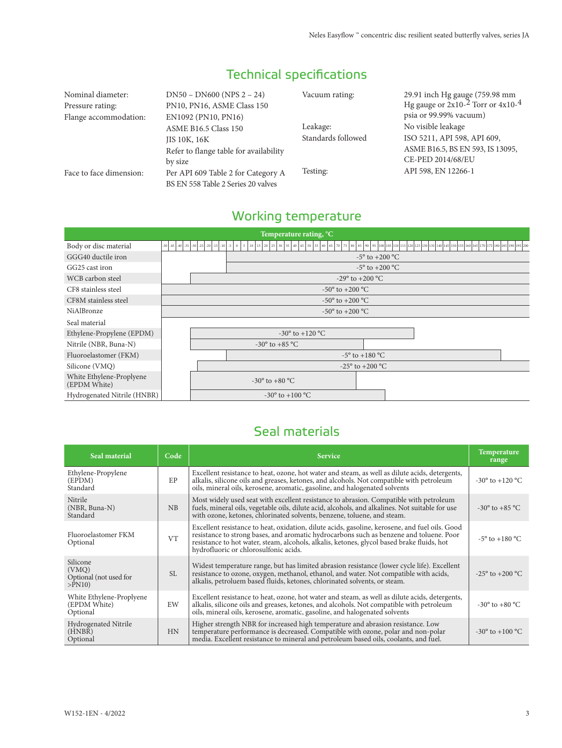## Technical specifications

| | | | |
|---|---|---|---|
| Nominal diameter: | DN50 – DN600 (NPS 2 – 24) | Vacuum rating: | 29.91 inch Hg gauge (759.98 mm Hg gauge or 2x10-$^{2}$ Torr or 4x10-$^{4}$ psia or 99.99% vacuum) |
| Pressure rating: | PN10, PN16, ASME Class 150 | Leakage: | No visible leakage |
| Flange accommodation: | EN1092 (PN10, PN16)<br>ASME B16.5 Class 150<br>JIS 10K, 16K<br>Refer to flange table for availability by size | Standards followed | ISO 5211, API 598, API 609, ASME B16.5, BS EN 593, IS 13095, CE-PED 2014/68/EU |
| Face to face dimension: | Per API 609 Table 2 for Category A<br>BS EN 558 Table 2 Series 20 valves | Testing: | API 598, EN 12266-1 |

## Working temperature

| Body or disc material | Temperature rating, °C |
|---|---|
| GGG40 ductile iron | -5° to +200 °C |
| GG25 cast iron | -5° to +200 °C |
| WCB carbon steel | -29° to +200 °C |
| CF8 stainless steel | -50° to +200 °C |
| CF8M stainless steel | -50° to +200 °C |
| NiAlBronze | -50° to +200 °C |
| **Seal material** | |
| Ethylene-Propylene (EPDM) | -30° to +120 °C |
| Nitrile (NBR, Buna-N) | -30° to +85 °C |
| Fluoroelastomer (FKM) | -5° to +180 °C |
| Silicone (VMQ) | -25° to +200 °C |
| White Ethylene-Proplyene (EPDM White) | -30° to +80 °C |
| Hydrogenated Nitrile (HNBR) | -30° to +100 °C |

## Seal materials

| Seal material | Code | Service | Temperature range |
|---|---|---|---|
| Ethylene-Propylene (EPDM) Standard | EP | Excellent resistance to heat, ozone, hot water and steam, as well as dilute acids, detergents, alkalis, silicone oils and greases, ketones, and alcohols. Not compatible with petroleum oils, mineral oils, kerosene, aromatic, gasoline, and halogenated solvents | -30° to +120 °C |
| Nitrile (NBR, Buna-N) Standard | NB | Most widely used seat with excellent resistance to abrasion. Compatible with petroleum fuels, mineral oils, vegetable oils, dilute acid, alcohols, and alkalines. Not suitable for use with ozone, ketones, chlorinated solvents, benzene, toluene, and steam. | -30° to +85 °C |
| Fluoroelastomer FKM Optional | VT | Excellent resistance to heat, oxidation, dilute acids, gasoline, kerosene, and fuel oils. Good resistance to strong bases, and aromatic hydrocarbons such as benzene and toluene. Poor resistance to hot water, steam, alcohols, alkalis, ketones, glycol based brake fluids, hot hydrofluoric or chlorosulfonic acids. | -5° to +180 °C |
| Silicone (VMQ) Optional (not used for >PN10) | SL | Widest temperature range, but has limited abrasion resistance (lower cycle life). Excellent resistance to ozone, oxygen, methanol, ethanol, and water. Not compatible with acids, alkalis, petroleum based fluids, ketones, chlorinated solvents, or steam. | -25° to +200 °C |
| White Ethylene-Proplyene (EPDM White) Optional | EW | Excellent resistance to heat, ozone, hot water and steam, as well as dilute acids, detergents, alkalis, silicone oils and greases, ketones, and alcohols. Not compatible with petroleum oils, mineral oils, kerosene, aromatic, gasoline, and halogenated solvents | -30° to +80 °C |
| Hydrogenated Nitrile (HNBR) Optional | HN | Higher strength NBR for increased high temperature and abrasion resistance. Low temperature performance is decreased. Compatible with ozone, polar and non-polar media. Excellent resistance to mineral and petroleum based oils, coolants, and fuel. | -30° to +100 °C |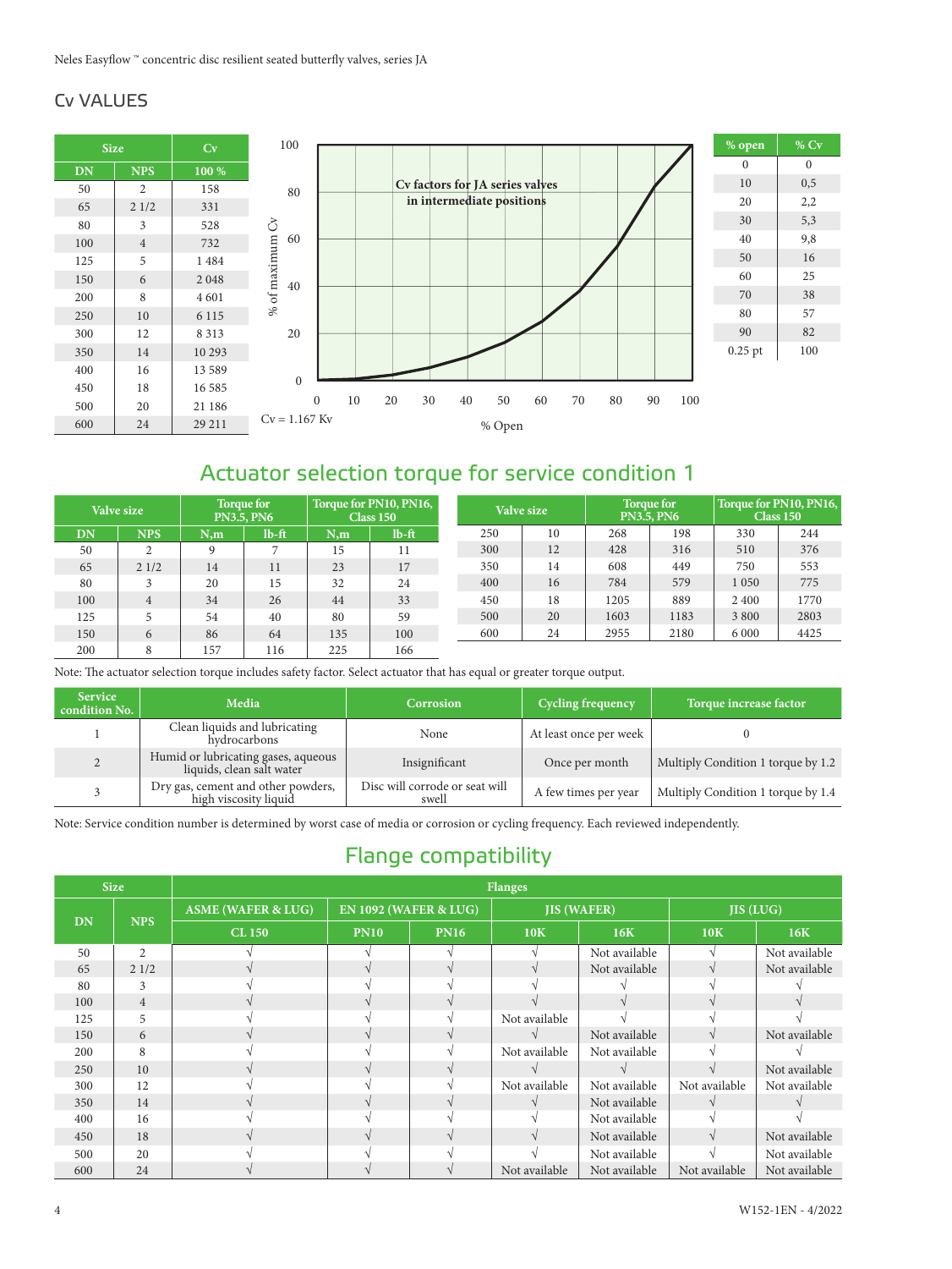## Cv VALUES

| Size | | Cv |
|---|---|---|
| DN | NPS | 100 % |
| 50 | 2 | 158 |
| 65 | 2 1/2 | 331 |
| 80 | 3 | 528 |
| 100 | 4 | 732 |
| 125 | 5 | 1 484 |
| 150 | 6 | 2 048 |
| 200 | 8 | 4 601 |
| 250 | 10 | 6 115 |
| 300 | 12 | 8 313 |
| 350 | 14 | 10 293 |
| 400 | 16 | 13 589 |
| 450 | 18 | 16 585 |
| 500 | 20 | 21 186 |
| 600 | 24 | 29 211 |

Cv factors for JA series valves in intermediate positions

Cv = 1.167 Kv

| % open | % Cv |
|---|---|
| 0 | 0 |
| 10 | 0,5 |
| 20 | 2,2 |
| 30 | 5,3 |
| 40 | 9,8 |
| 50 | 16 |
| 60 | 25 |
| 70 | 38 |
| 80 | 57 |
| 90 | 82 |
| 0.25 pt | 100 |

# Actuator selection torque for service condition 1

| Valve size | | Torque for PN3.5, PN6 | | Torque for PN10, PN16, Class 150 | |
|---|---|---|---|---|---|
| DN | NPS | N,m | lb-ft | N,m | lb-ft |
| 50 | 2 | 9 | 7 | 15 | 11 |
| 65 | 2 1/2 | 14 | 11 | 23 | 17 |
| 80 | 3 | 20 | 15 | 32 | 24 |
| 100 | 4 | 34 | 26 | 44 | 33 |
| 125 | 5 | 54 | 40 | 80 | 59 |
| 150 | 6 | 86 | 64 | 135 | 100 |
| 200 | 8 | 157 | 116 | 225 | 166 |
| 250 | 10 | 268 | 198 | 330 | 244 |
| 300 | 12 | 428 | 316 | 510 | 376 |
| 350 | 14 | 608 | 449 | 750 | 553 |
| 400 | 16 | 784 | 579 | 1 050 | 775 |
| 450 | 18 | 1205 | 889 | 2 400 | 1770 |
| 500 | 20 | 1603 | 1183 | 3 800 | 2803 |
| 600 | 24 | 2955 | 2180 | 6 000 | 4425 |

Note: The actuator selection torque includes safety factor. Select actuator that has equal or greater torque output.

| Service condition No. | Media | Corrosion | Cycling frequency | Torque increase factor |
|---|---|---|---|---|
| 1 | Clean liquids and lubricating hydrocarbons | None | At least once per week | 0 |
| 2 | Humid or lubricating gases, aqueous liquids, clean salt water | Insignificant | Once per month | Multiply Condition 1 torque by 1.2 |
| 3 | Dry gas, cement and other powders, high viscosity liquid | Disc will corrode or seat will swell | A few times per year | Multiply Condition 1 torque by 1.4 |

Note: Service condition number is determined by worst case of media or corrosion or cycling frequency. Each reviewed independently.

# Flange compatibility

| Size | | Flanges | | | | | | |
|---|---|---|---|---|---|---|---|---|
| DN | NPS | ASME (WAFER & LUG) | EN 1092 (WAFER & LUG) | | JIS (WAFER) | | JIS (LUG) | |
| | | CL 150 | PN10 | PN16 | 10K | 16K | 10K | 16K |
| 50 | 2 | √ | √ | √ | √ | Not available | √ | Not available |
| 65 | 2 1/2 | √ | √ | √ | √ | Not available | √ | Not available |
| 80 | 3 | √ | √ | √ | √ | √ | √ | √ |
| 100 | 4 | √ | √ | √ | √ | √ | √ | √ |
| 125 | 5 | √ | √ | √ | Not available | √ | √ | √ |
| 150 | 6 | √ | √ | √ | √ | Not available | √ | Not available |
| 200 | 8 | √ | √ | √ | Not available | Not available | √ | √ |
| 250 | 10 | √ | √ | √ | √ | √ | √ | Not available |
| 300 | 12 | √ | √ | √ | Not available | Not available | Not available | Not available |
| 350 | 14 | √ | √ | √ | √ | Not available | √ | √ |
| 400 | 16 | √ | √ | √ | √ | Not available | √ | √ |
| 450 | 18 | √ | √ | √ | √ | Not available | √ | Not available |
| 500 | 20 | √ | √ | √ | √ | Not available | √ | Not available |
| 600 | 24 | √ | √ | √ | Not available | Not available | Not available | Not available |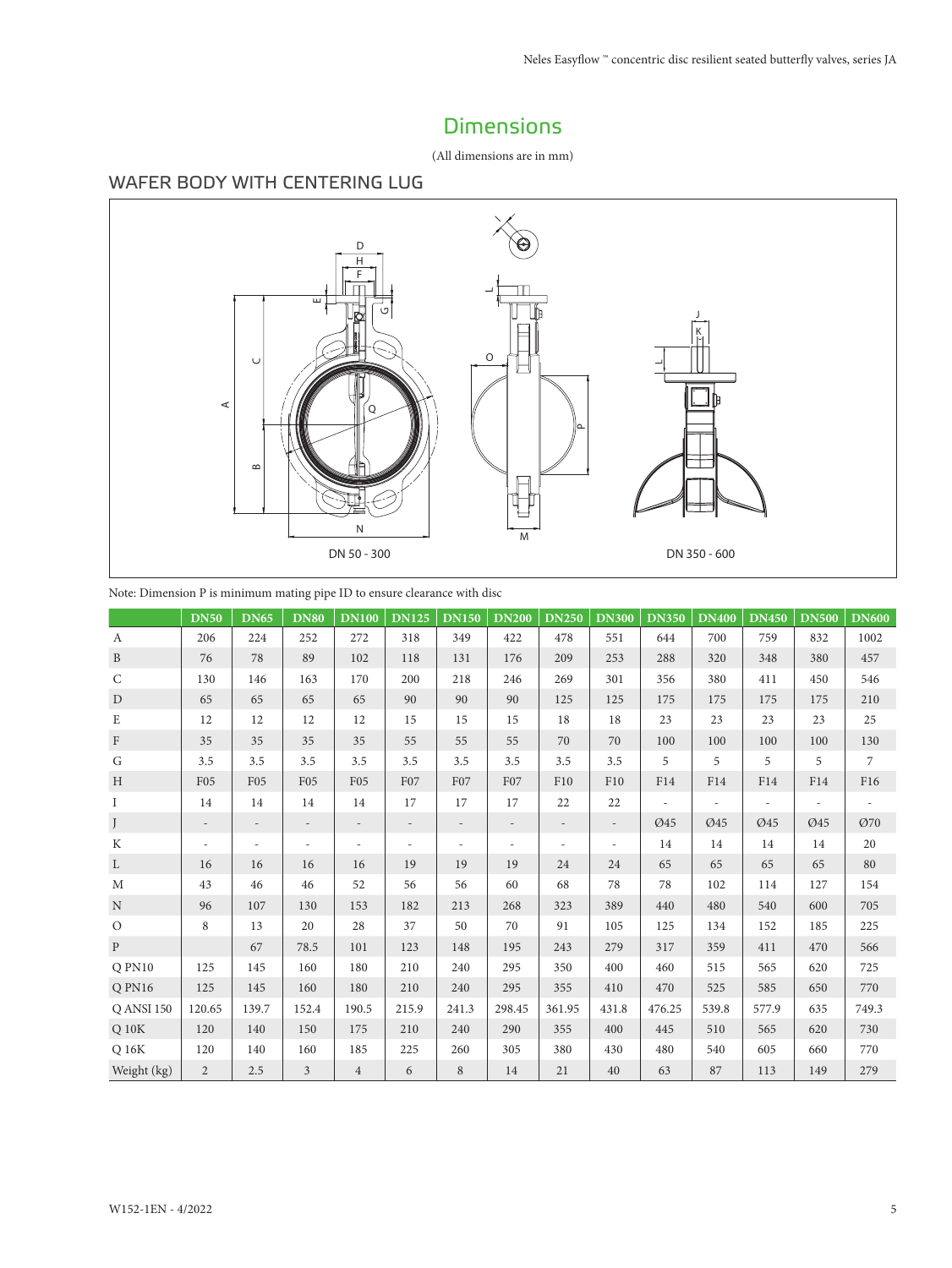## Dimensions

(All dimensions are in mm)

### WAFER BODY WITH CENTERING LUG

DN 50 - 300

DN 350 - 600

Note: Dimension P is minimum mating pipe ID to ensure clearance with disc

| | DN50 | DN65 | DN80 | DN100 | DN125 | DN150 | DN200 | DN250 | DN300 | DN350 | DN400 | DN450 | DN500 | DN600 |
|---|---|---|---|---|---|---|---|---|---|---|---|---|---|---|
| A | 206 | 224 | 252 | 272 | 318 | 349 | 422 | 478 | 551 | 644 | 700 | 759 | 832 | 1002 |
| B | 76 | 78 | 89 | 102 | 118 | 131 | 176 | 209 | 253 | 288 | 320 | 348 | 380 | 457 |
| C | 130 | 146 | 163 | 170 | 200 | 218 | 246 | 269 | 301 | 356 | 380 | 411 | 450 | 546 |
| D | 65 | 65 | 65 | 65 | 90 | 90 | 90 | 125 | 125 | 175 | 175 | 175 | 175 | 210 |
| E | 12 | 12 | 12 | 12 | 15 | 15 | 15 | 18 | 18 | 23 | 23 | 23 | 23 | 25 |
| F | 35 | 35 | 35 | 35 | 55 | 55 | 55 | 70 | 70 | 100 | 100 | 100 | 100 | 130 |
| G | 3.5 | 3.5 | 3.5 | 3.5 | 3.5 | 3.5 | 3.5 | 3.5 | 3.5 | 5 | 5 | 5 | 5 | 7 |
| H | F05 | F05 | F05 | F05 | F07 | F07 | F07 | F10 | F10 | F14 | F14 | F14 | F14 | F16 |
| I | 14 | 14 | 14 | 14 | 17 | 17 | 17 | 22 | 22 | - | - | - | - | - |
| J | - | - | - | - | - | - | - | - | - | Ø45 | Ø45 | Ø45 | Ø45 | Ø70 |
| K | - | - | - | - | - | - | - | - | - | 14 | 14 | 14 | 14 | 20 |
| L | 16 | 16 | 16 | 16 | 19 | 19 | 19 | 24 | 24 | 65 | 65 | 65 | 65 | 80 |
| M | 43 | 46 | 46 | 52 | 56 | 56 | 60 | 68 | 78 | 78 | 102 | 114 | 127 | 154 |
| N | 96 | 107 | 130 | 153 | 182 | 213 | 268 | 323 | 389 | 440 | 480 | 540 | 600 | 705 |
| O | 8 | 13 | 20 | 28 | 37 | 50 | 70 | 91 | 105 | 125 | 134 | 152 | 185 | 225 |
| P | | 67 | 78.5 | 101 | 123 | 148 | 195 | 243 | 279 | 317 | 359 | 411 | 470 | 566 |
| Q PN10 | 125 | 145 | 160 | 180 | 210 | 240 | 295 | 350 | 400 | 460 | 515 | 565 | 620 | 725 |
| Q PN16 | 125 | 145 | 160 | 180 | 210 | 240 | 295 | 355 | 410 | 470 | 525 | 585 | 650 | 770 |
| Q ANSI 150 | 120.65 | 139.7 | 152.4 | 190.5 | 215.9 | 241.3 | 298.45 | 361.95 | 431.8 | 476.25 | 539.8 | 577.9 | 635 | 749.3 |
| Q 10K | 120 | 140 | 150 | 175 | 210 | 240 | 290 | 355 | 400 | 445 | 510 | 565 | 620 | 730 |
| Q 16K | 120 | 140 | 160 | 185 | 225 | 260 | 305 | 380 | 430 | 480 | 540 | 605 | 660 | 770 |
| Weight (kg) | 2 | 2.5 | 3 | 4 | 6 | 8 | 14 | 21 | 40 | 63 | 87 | 113 | 149 | 279 |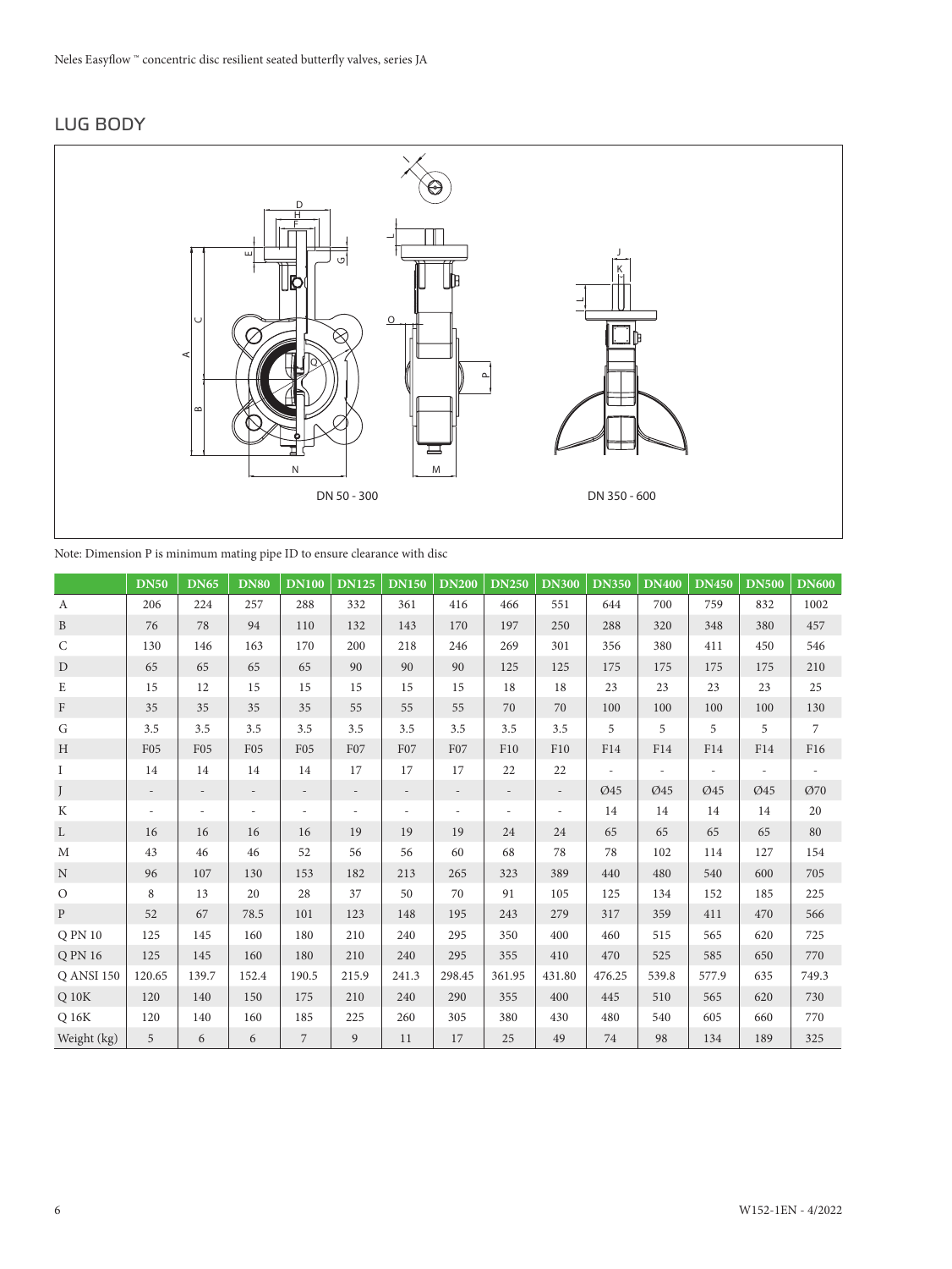## LUG BODY

DN 50 - 300

DN 350 - 600

Note: Dimension P is minimum mating pipe ID to ensure clearance with disc

| | DN50 | DN65 | DN80 | DN100 | DN125 | DN150 | DN200 | DN250 | DN300 | DN350 | DN400 | DN450 | DN500 | DN600 |
|---|---|---|---|---|---|---|---|---|---|---|---|---|---|---|
| A | 206 | 224 | 257 | 288 | 332 | 361 | 416 | 466 | 551 | 644 | 700 | 759 | 832 | 1002 |
| B | 76 | 78 | 94 | 110 | 132 | 143 | 170 | 197 | 250 | 288 | 320 | 348 | 380 | 457 |
| C | 130 | 146 | 163 | 170 | 200 | 218 | 246 | 269 | 301 | 356 | 380 | 411 | 450 | 546 |
| D | 65 | 65 | 65 | 65 | 90 | 90 | 90 | 125 | 125 | 175 | 175 | 175 | 175 | 210 |
| E | 15 | 12 | 15 | 15 | 15 | 15 | 15 | 18 | 18 | 23 | 23 | 23 | 23 | 25 |
| F | 35 | 35 | 35 | 35 | 55 | 55 | 55 | 70 | 70 | 100 | 100 | 100 | 100 | 130 |
| G | 3.5 | 3.5 | 3.5 | 3.5 | 3.5 | 3.5 | 3.5 | 3.5 | 3.5 | 5 | 5 | 5 | 5 | 7 |
| H | F05 | F05 | F05 | F05 | F07 | F07 | F07 | F10 | F10 | F14 | F14 | F14 | F14 | F16 |
| I | 14 | 14 | 14 | 14 | 17 | 17 | 17 | 22 | 22 | - | - | - | - | - |
| J | - | - | - | - | - | - | - | - | - | Ø45 | Ø45 | Ø45 | Ø45 | Ø70 |
| K | - | - | - | - | - | - | - | - | - | 14 | 14 | 14 | 14 | 20 |
| L | 16 | 16 | 16 | 16 | 19 | 19 | 19 | 24 | 24 | 65 | 65 | 65 | 65 | 80 |
| M | 43 | 46 | 46 | 52 | 56 | 56 | 60 | 68 | 78 | 78 | 102 | 114 | 127 | 154 |
| N | 96 | 107 | 130 | 153 | 182 | 213 | 265 | 323 | 389 | 440 | 480 | 540 | 600 | 705 |
| O | 8 | 13 | 20 | 28 | 37 | 50 | 70 | 91 | 105 | 125 | 134 | 152 | 185 | 225 |
| P | 52 | 67 | 78.5 | 101 | 123 | 148 | 195 | 243 | 279 | 317 | 359 | 411 | 470 | 566 |
| Q PN 10 | 125 | 145 | 160 | 180 | 210 | 240 | 295 | 350 | 400 | 460 | 515 | 565 | 620 | 725 |
| Q PN 16 | 125 | 145 | 160 | 180 | 210 | 240 | 295 | 355 | 410 | 470 | 525 | 585 | 650 | 770 |
| Q ANSI 150 | 120.65 | 139.7 | 152.4 | 190.5 | 215.9 | 241.3 | 298.45 | 361.95 | 431.80 | 476.25 | 539.8 | 577.9 | 635 | 749.3 |
| Q 10K | 120 | 140 | 150 | 175 | 210 | 240 | 290 | 355 | 400 | 445 | 510 | 565 | 620 | 730 |
| Q 16K | 120 | 140 | 160 | 185 | 225 | 260 | 305 | 380 | 430 | 480 | 540 | 605 | 660 | 770 |
| Weight (kg) | 5 | 6 | 6 | 7 | 9 | 11 | 17 | 25 | 49 | 74 | 98 | 134 | 189 | 325 |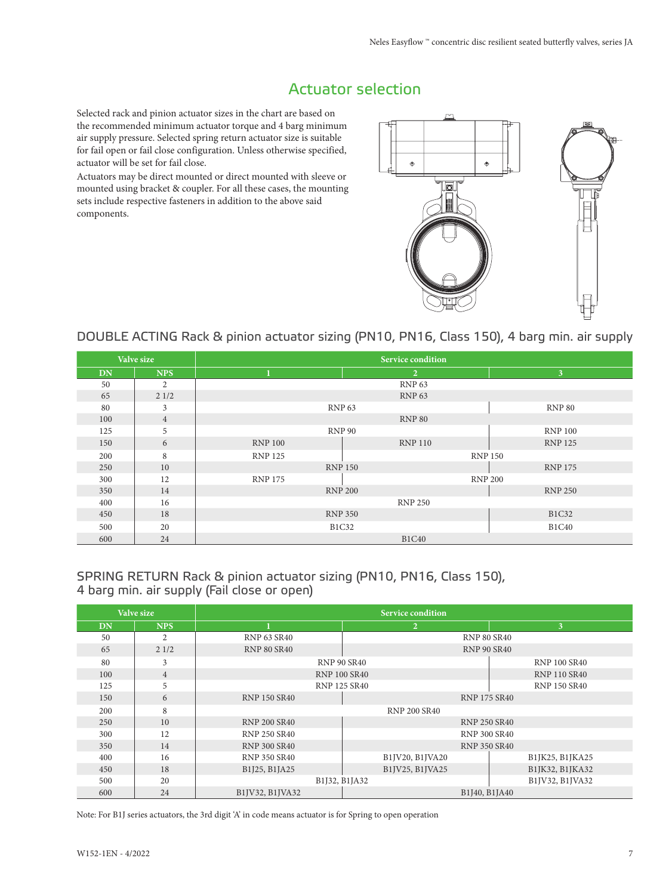# Actuator selection

Selected rack and pinion actuator sizes in the chart are based on the recommended minimum actuator torque and 4 barg minimum air supply pressure. Selected spring return actuator size is suitable for fail open or fail close configuration. Unless otherwise specified, actuator will be set for fail close.

Actuators may be direct mounted or direct mounted with sleeve or mounted using bracket & coupler. For all these cases, the mounting sets include respective fasteners in addition to the above said components.

## DOUBLE ACTING Rack & pinion actuator sizing (PN10, PN16, Class 150), 4 barg min. air supply

| Valve size | | Service condition | | |
|---|---|---|---|---|
| DN | NPS | 1 | 2 | 3 |
| 50 | 2 | RNP 63 | RNP 63 | RNP 63 |
| 65 | 2 1/2 | RNP 63 | RNP 63 | RNP 63 |
| 80 | 3 | RNP 63 | RNP 63 | RNP 80 |
| 100 | 4 | RNP 80 | RNP 80 | RNP 80 |
| 125 | 5 | RNP 90 | RNP 90 | RNP 100 |
| 150 | 6 | RNP 100 | RNP 110 | RNP 125 |
| 200 | 8 | RNP 125 | RNP 150 | RNP 150 |
| 250 | 10 | RNP 150 | RNP 150 | RNP 175 |
| 300 | 12 | RNP 175 | RNP 200 | RNP 200 |
| 350 | 14 | RNP 200 | RNP 200 | RNP 250 |
| 400 | 16 | RNP 250 | RNP 250 | RNP 250 |
| 450 | 18 | RNP 350 | RNP 350 | B1C32 |
| 500 | 20 | B1C32 | B1C32 | B1C40 |
| 600 | 24 | B1C40 | B1C40 | B1C40 |

## SPRING RETURN Rack & pinion actuator sizing (PN10, PN16, Class 150), 4 barg min. air supply (Fail close or open)

| Valve size | | Service condition | | |
|---|---|---|---|---|
| DN | NPS | 1 | 2 | 3 |
| 50 | 2 | RNP 63 SR40 | RNP 80 SR40 | RNP 80 SR40 |
| 65 | 2 1/2 | RNP 80 SR40 | RNP 90 SR40 | RNP 90 SR40 |
| 80 | 3 | RNP 90 SR40 | RNP 90 SR40 | RNP 100 SR40 |
| 100 | 4 | RNP 100 SR40 | RNP 100 SR40 | RNP 110 SR40 |
| 125 | 5 | RNP 125 SR40 | RNP 125 SR40 | RNP 150 SR40 |
| 150 | 6 | RNP 150 SR40 | RNP 175 SR40 | RNP 175 SR40 |
| 200 | 8 | RNP 200 SR40 | RNP 200 SR40 | RNP 200 SR40 |
| 250 | 10 | RNP 200 SR40 | RNP 250 SR40 | RNP 250 SR40 |
| 300 | 12 | RNP 250 SR40 | RNP 300 SR40 | RNP 300 SR40 |
| 350 | 14 | RNP 300 SR40 | RNP 350 SR40 | RNP 350 SR40 |
| 400 | 16 | RNP 350 SR40 | B1JV20, B1JVA20 | B1JK25, B1JKA25 |
| 450 | 18 | B1J25, B1JA25 | B1JV25, B1JVA25 | B1JK32, B1JKA32 |
| 500 | 20 | B1J32, B1JA32 | B1J32, B1JA32 | B1JV32, B1JVA32 |
| 600 | 24 | B1JV32, B1JVA32 | B1J40, B1JA40 | B1J40, B1JA40 |

Note: For B1J series actuators, the 3rd digit 'A' in code means actuator is for Spring to open operation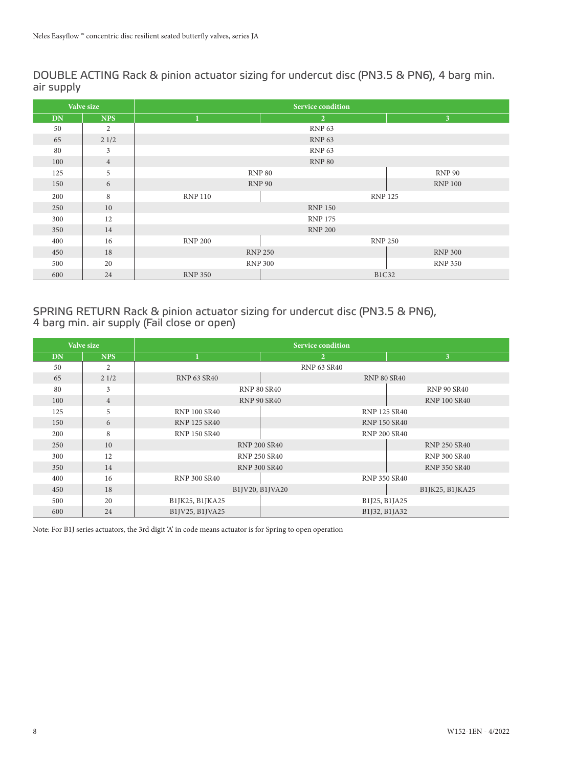## DOUBLE ACTING Rack & pinion actuator sizing for undercut disc (PN3.5 & PN6), 4 barg min. air supply

| Valve size | | Service condition | | |
|---|---|---|---|---|
| DN | NPS | 1 | 2 | 3 |
| 50 | 2 | RNP 63 | RNP 63 | RNP 63 |
| 65 | 2 1/2 | RNP 63 | RNP 63 | RNP 63 |
| 80 | 3 | RNP 63 | RNP 63 | RNP 63 |
| 100 | 4 | RNP 80 | RNP 80 | RNP 80 |
| 125 | 5 | RNP 80 | RNP 80 | RNP 90 |
| 150 | 6 | RNP 90 | RNP 90 | RNP 100 |
| 200 | 8 | RNP 110 | RNP 125 | RNP 125 |
| 250 | 10 | RNP 150 | RNP 150 | RNP 150 |
| 300 | 12 | RNP 175 | RNP 175 | RNP 175 |
| 350 | 14 | RNP 200 | RNP 200 | RNP 200 |
| 400 | 16 | RNP 200 | RNP 250 | RNP 250 |
| 450 | 18 | RNP 250 | RNP 250 | RNP 300 |
| 500 | 20 | RNP 300 | RNP 300 | RNP 350 |
| 600 | 24 | RNP 350 | B1C32 | B1C32 |

## SPRING RETURN Rack & pinion actuator sizing for undercut disc (PN3.5 & PN6), 4 barg min. air supply (Fail close or open)

| Valve size | | Service condition | | |
|---|---|---|---|---|
| DN | NPS | 1 | 2 | 3 |
| 50 | 2 | RNP 63 SR40 | RNP 63 SR40 | RNP 63 SR40 |
| 65 | 2 1/2 | RNP 63 SR40 | RNP 80 SR40 | RNP 80 SR40 |
| 80 | 3 | RNP 80 SR40 | RNP 80 SR40 | RNP 90 SR40 |
| 100 | 4 | RNP 90 SR40 | RNP 90 SR40 | RNP 100 SR40 |
| 125 | 5 | RNP 100 SR40 | RNP 125 SR40 | RNP 125 SR40 |
| 150 | 6 | RNP 125 SR40 | RNP 150 SR40 | RNP 150 SR40 |
| 200 | 8 | RNP 150 SR40 | RNP 200 SR40 | RNP 200 SR40 |
| 250 | 10 | RNP 200 SR40 | RNP 200 SR40 | RNP 250 SR40 |
| 300 | 12 | RNP 250 SR40 | RNP 250 SR40 | RNP 300 SR40 |
| 350 | 14 | RNP 300 SR40 | RNP 300 SR40 | RNP 350 SR40 |
| 400 | 16 | RNP 300 SR40 | RNP 350 SR40 | RNP 350 SR40 |
| 450 | 18 | B1JV20, B1JVA20 | B1JV20, B1JVA20 | B1JK25, B1JKA25 |
| 500 | 20 | B1JK25, B1JKA25 | B1J25, B1JA25 | B1J25, B1JA25 |
| 600 | 24 | B1JV25, B1JVA25 | B1J32, B1JA32 | B1J32, B1JA32 |

Note: For B1J series actuators, the 3rd digit 'A' in code means actuator is for Spring to open operation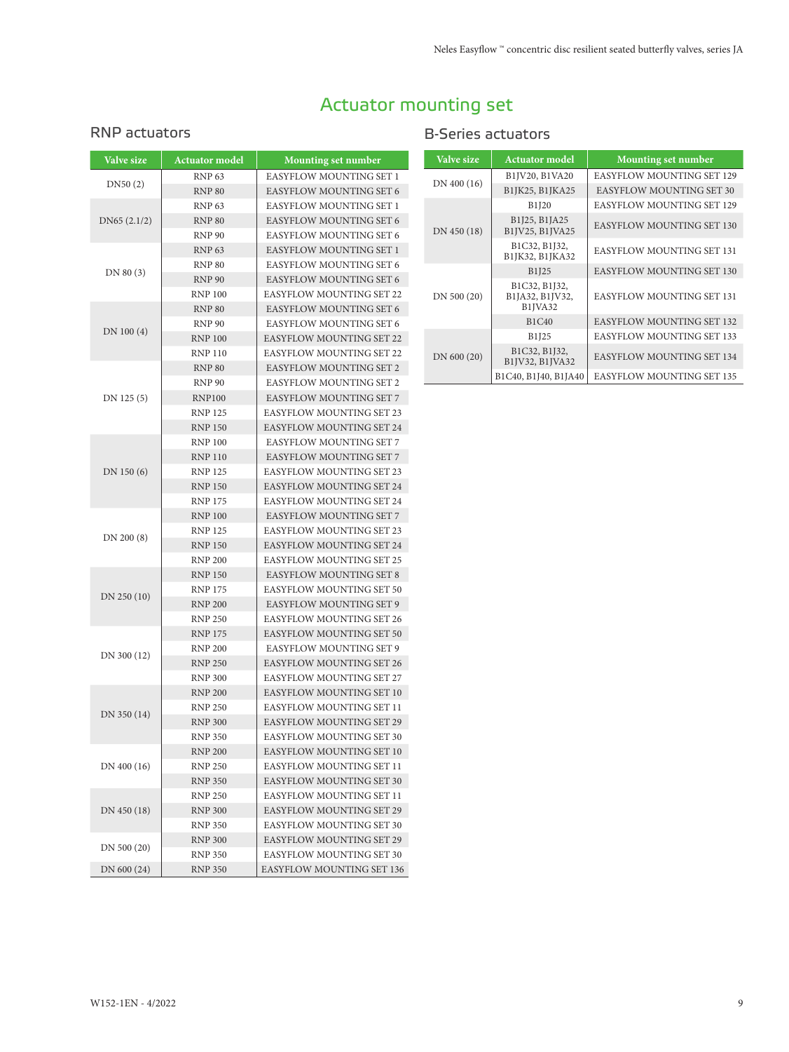# Actuator mounting set

## RNP actuators

| Valve size | Actuator model | Mounting set number |
|---|---|---|
| DN50 (2) | RNP 63 | EASYFLOW MOUNTING SET 1 |
| | RNP 80 | EASYFLOW MOUNTING SET 6 |
| DN65 (2.1/2) | RNP 63 | EASYFLOW MOUNTING SET 1 |
| | RNP 80 | EASYFLOW MOUNTING SET 6 |
| | RNP 90 | EASYFLOW MOUNTING SET 6 |
| DN 80 (3) | RNP 63 | EASYFLOW MOUNTING SET 1 |
| | RNP 80 | EASYFLOW MOUNTING SET 6 |
| | RNP 90 | EASYFLOW MOUNTING SET 6 |
| | RNP 100 | EASYFLOW MOUNTING SET 22 |
| DN 100 (4) | RNP 80 | EASYFLOW MOUNTING SET 6 |
| | RNP 90 | EASYFLOW MOUNTING SET 6 |
| | RNP 100 | EASYFLOW MOUNTING SET 22 |
| | RNP 110 | EASYFLOW MOUNTING SET 22 |
| DN 125 (5) | RNP 80 | EASYFLOW MOUNTING SET 2 |
| | RNP 90 | EASYFLOW MOUNTING SET 2 |
| | RNP100 | EASYFLOW MOUNTING SET 7 |
| | RNP 125 | EASYFLOW MOUNTING SET 23 |
| | RNP 150 | EASYFLOW MOUNTING SET 24 |
| DN 150 (6) | RNP 100 | EASYFLOW MOUNTING SET 7 |
| | RNP 110 | EASYFLOW MOUNTING SET 7 |
| | RNP 125 | EASYFLOW MOUNTING SET 23 |
| | RNP 150 | EASYFLOW MOUNTING SET 24 |
| | RNP 175 | EASYFLOW MOUNTING SET 24 |
| DN 200 (8) | RNP 100 | EASYFLOW MOUNTING SET 7 |
| | RNP 125 | EASYFLOW MOUNTING SET 23 |
| | RNP 150 | EASYFLOW MOUNTING SET 24 |
| | RNP 200 | EASYFLOW MOUNTING SET 25 |
| DN 250 (10) | RNP 150 | EASYFLOW MOUNTING SET 8 |
| | RNP 175 | EASYFLOW MOUNTING SET 50 |
| | RNP 200 | EASYFLOW MOUNTING SET 9 |
| | RNP 250 | EASYFLOW MOUNTING SET 26 |
| DN 300 (12) | RNP 175 | EASYFLOW MOUNTING SET 50 |
| | RNP 200 | EASYFLOW MOUNTING SET 9 |
| | RNP 250 | EASYFLOW MOUNTING SET 26 |
| | RNP 300 | EASYFLOW MOUNTING SET 27 |
| DN 350 (14) | RNP 200 | EASYFLOW MOUNTING SET 10 |
| | RNP 250 | EASYFLOW MOUNTING SET 11 |
| | RNP 300 | EASYFLOW MOUNTING SET 29 |
| | RNP 350 | EASYFLOW MOUNTING SET 30 |
| DN 400 (16) | RNP 200 | EASYFLOW MOUNTING SET 10 |
| | RNP 250 | EASYFLOW MOUNTING SET 11 |
| | RNP 350 | EASYFLOW MOUNTING SET 30 |
| DN 450 (18) | RNP 250 | EASYFLOW MOUNTING SET 11 |
| | RNP 300 | EASYFLOW MOUNTING SET 29 |
| | RNP 350 | EASYFLOW MOUNTING SET 30 |
| DN 500 (20) | RNP 300 | EASYFLOW MOUNTING SET 29 |
| | RNP 350 | EASYFLOW MOUNTING SET 30 |
| DN 600 (24) | RNP 350 | EASYFLOW MOUNTING SET 136 |

## B-Series actuators

| Valve size | Actuator model | Mounting set number |
|---|---|---|
| DN 400 (16) | B1JV20, B1VA20 | EASYFLOW MOUNTING SET 129 |
| | B1JK25, B1JKA25 | EASYFLOW MOUNTING SET 30 |
| DN 450 (18) | B1J20 | EASYFLOW MOUNTING SET 129 |
| | B1J25, B1JA25 B1JV25, B1JVA25 | EASYFLOW MOUNTING SET 130 |
| | B1C32, B1J32, B1JK32, B1JKA32 | EASYFLOW MOUNTING SET 131 |
| DN 500 (20) | B1J25 | EASYFLOW MOUNTING SET 130 |
| | B1C32, B1J32, B1JA32, B1JV32, B1JVA32 | EASYFLOW MOUNTING SET 131 |
| | B1C40 | EASYFLOW MOUNTING SET 132 |
| DN 600 (20) | B1J25 | EASYFLOW MOUNTING SET 133 |
| | B1C32, B1J32, B1JV32, B1JVA32 | EASYFLOW MOUNTING SET 134 |
| | B1C40, B1J40, B1JA40 | EASYFLOW MOUNTING SET 135 |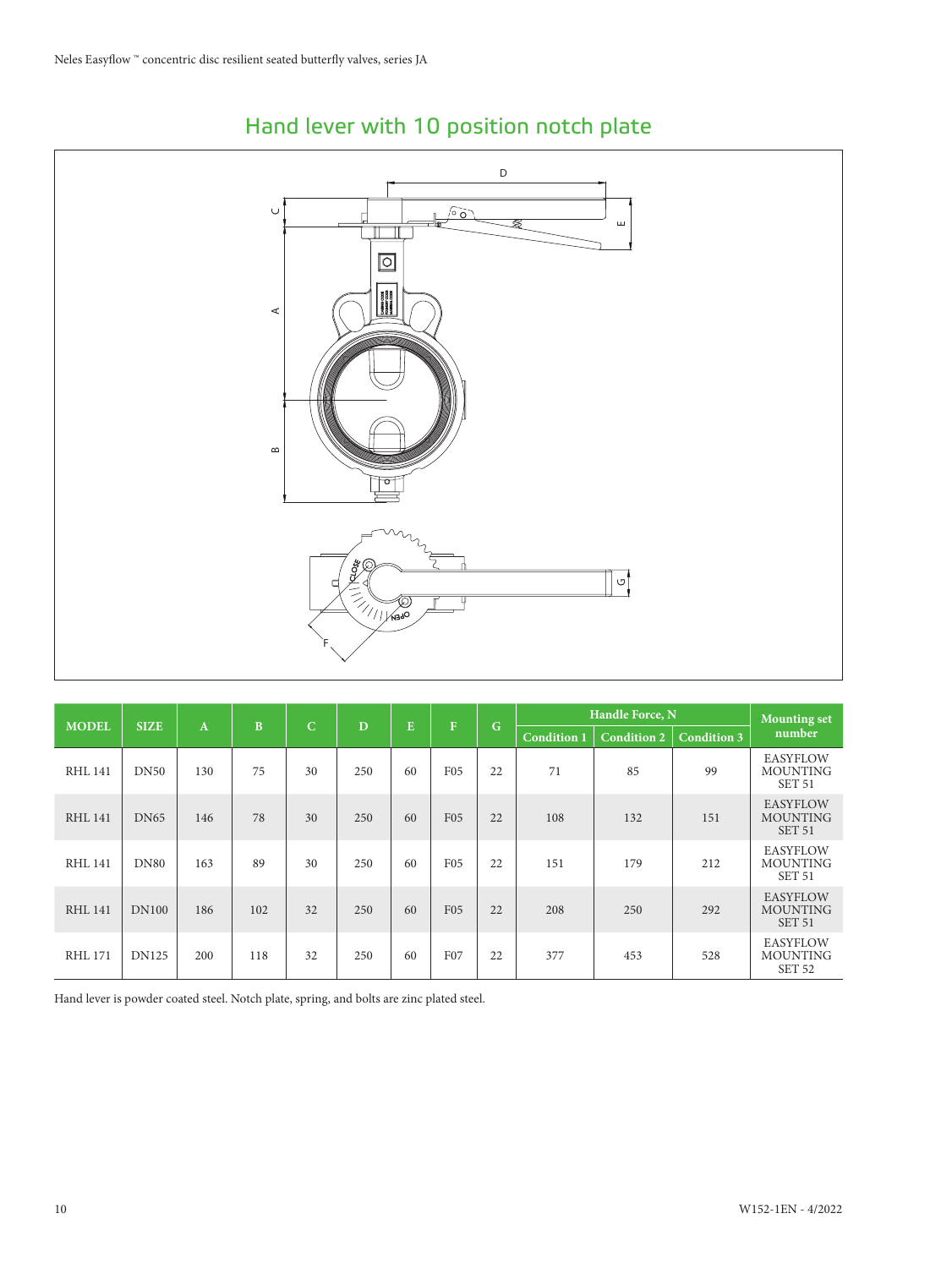## Hand lever with 10 position notch plate

| MODEL | SIZE | A | B | C | D | E | F | G | Handle Force, N | | | Mounting set number |
|---|---|---|---|---|---|---|---|---|---|---|---|---|
| | | | | | | | | | Condition 1 | Condition 2 | Condition 3 | |
| RHL 141 | DN50 | 130 | 75 | 30 | 250 | 60 | F05 | 22 | 71 | 85 | 99 | EASYFLOW MOUNTING SET 51 |
| RHL 141 | DN65 | 146 | 78 | 30 | 250 | 60 | F05 | 22 | 108 | 132 | 151 | EASYFLOW MOUNTING SET 51 |
| RHL 141 | DN80 | 163 | 89 | 30 | 250 | 60 | F05 | 22 | 151 | 179 | 212 | EASYFLOW MOUNTING SET 51 |
| RHL 141 | DN100 | 186 | 102 | 32 | 250 | 60 | F05 | 22 | 208 | 250 | 292 | EASYFLOW MOUNTING SET 51 |
| RHL 171 | DN125 | 200 | 118 | 32 | 250 | 60 | F07 | 22 | 377 | 453 | 528 | EASYFLOW MOUNTING SET 52 |

Hand lever is powder coated steel. Notch plate, spring, and bolts are zinc plated steel.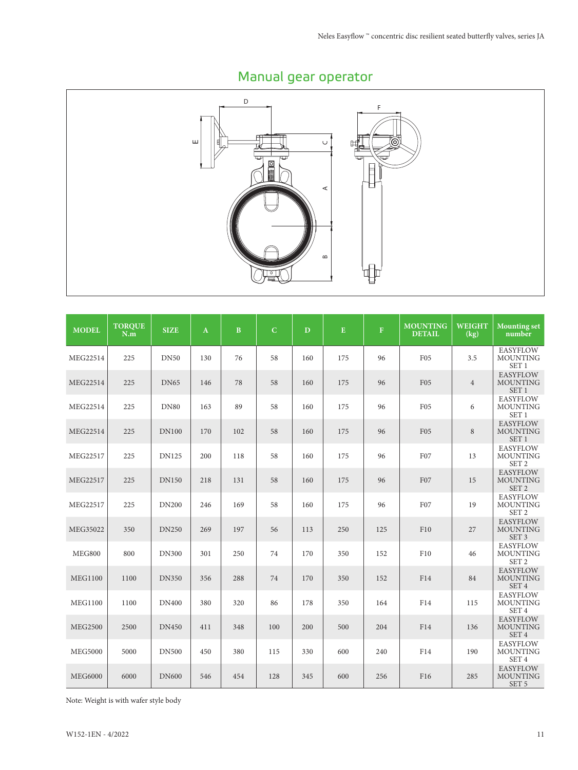## Manual gear operator

| MODEL | TORQUE N.m | SIZE | A | B | C | D | E | F | MOUNTING DETAIL | WEIGHT (kg) | Mounting set number |
|---|---|---|---|---|---|---|---|---|---|---|---|
| MEG22514 | 225 | DN50 | 130 | 76 | 58 | 160 | 175 | 96 | F05 | 3.5 | EASYFLOW MOUNTING SET 1 |
| MEG22514 | 225 | DN65 | 146 | 78 | 58 | 160 | 175 | 96 | F05 | 4 | EASYFLOW MOUNTING SET 1 |
| MEG22514 | 225 | DN80 | 163 | 89 | 58 | 160 | 175 | 96 | F05 | 6 | EASYFLOW MOUNTING SET 1 |
| MEG22514 | 225 | DN100 | 170 | 102 | 58 | 160 | 175 | 96 | F05 | 8 | EASYFLOW MOUNTING SET 1 |
| MEG22517 | 225 | DN125 | 200 | 118 | 58 | 160 | 175 | 96 | F07 | 13 | EASYFLOW MOUNTING SET 2 |
| MEG22517 | 225 | DN150 | 218 | 131 | 58 | 160 | 175 | 96 | F07 | 15 | EASYFLOW MOUNTING SET 2 |
| MEG22517 | 225 | DN200 | 246 | 169 | 58 | 160 | 175 | 96 | F07 | 19 | EASYFLOW MOUNTING SET 2 |
| MEG35022 | 350 | DN250 | 269 | 197 | 56 | 113 | 250 | 125 | F10 | 27 | EASYFLOW MOUNTING SET 3 |
| MEG800 | 800 | DN300 | 301 | 250 | 74 | 170 | 350 | 152 | F10 | 46 | EASYFLOW MOUNTING SET 2 |
| MEG1100 | 1100 | DN350 | 356 | 288 | 74 | 170 | 350 | 152 | F14 | 84 | EASYFLOW MOUNTING SET 4 |
| MEG1100 | 1100 | DN400 | 380 | 320 | 86 | 178 | 350 | 164 | F14 | 115 | EASYFLOW MOUNTING SET 4 |
| MEG2500 | 2500 | DN450 | 411 | 348 | 100 | 200 | 500 | 204 | F14 | 136 | EASYFLOW MOUNTING SET 4 |
| MEG5000 | 5000 | DN500 | 450 | 380 | 115 | 330 | 600 | 240 | F14 | 190 | EASYFLOW MOUNTING SET 4 |
| MEG6000 | 6000 | DN600 | 546 | 454 | 128 | 345 | 600 | 256 | F16 | 285 | EASYFLOW MOUNTING SET 5 |

Note: Weight is with wafer style body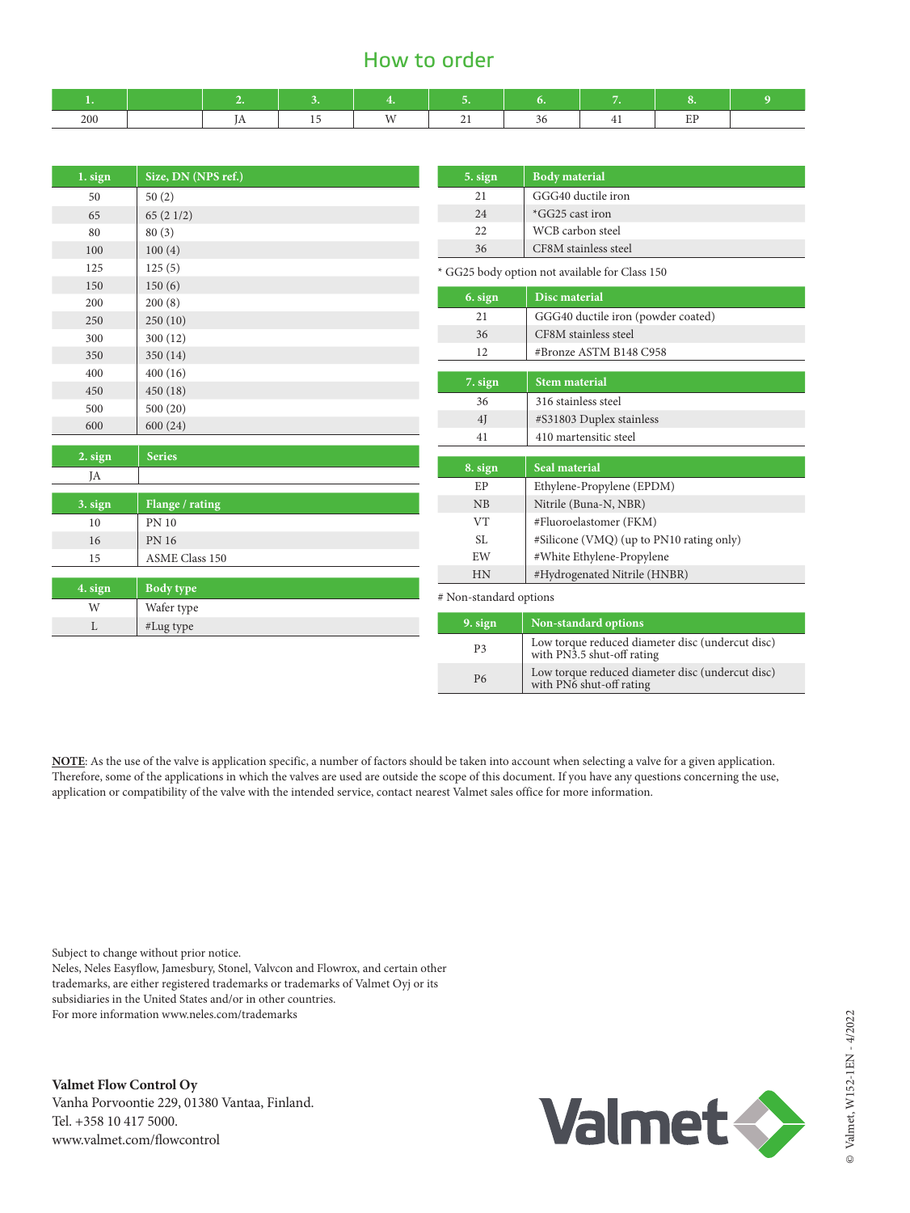## How to order

| 1. | | 2. | 3. | 4. | 5. | 6. | 7. | 8. | 9 |
|---|---|---|---|---|---|---|---|---|---|
| 200 | | JA | 15 | W | 21 | 36 | 41 | EP | |

| 1. sign | Size, DN (NPS ref.) |
|---|---|
| 50 | 50 (2) |
| 65 | 65 (2 1/2) |
| 80 | 80 (3) |
| 100 | 100 (4) |
| 125 | 125 (5) |
| 150 | 150 (6) |
| 200 | 200 (8) |
| 250 | 250 (10) |
| 300 | 300 (12) |
| 350 | 350 (14) |
| 400 | 400 (16) |
| 450 | 450 (18) |
| 500 | 500 (20) |
| 600 | 600 (24) |

| 2. sign | Series |
|---|---|
| JA | |

| 3. sign | Flange / rating |
|---|---|
| 10 | PN 10 |
| 16 | PN 16 |
| 15 | ASME Class 150 |

| 4. sign | Body type |
|---|---|
| W | Wafer type |
| L | #Lug type |

| 5. sign | Body material |
|---|---|
| 21 | GGG40 ductile iron |
| 24 | *GG25 cast iron |
| 22 | WCB carbon steel |
| 36 | CF8M stainless steel |

* GG25 body option not available for Class 150

| 6. sign | Disc material |
|---|---|
| 21 | GGG40 ductile iron (powder coated) |
| 36 | CF8M stainless steel |
| 12 | #Bronze ASTM B148 C958 |

| 7. sign | Stem material |
|---|---|
| 36 | 316 stainless steel |
| 4J | #S31803 Duplex stainless |
| 41 | 410 martensitic steel |

| 8. sign | Seal material |
|---|---|
| EP | Ethylene-Propylene (EPDM) |
| NB | Nitrile (Buna-N, NBR) |
| VT | #Fluoroelastomer (FKM) |
| SL | #Silicone (VMQ) (up to PN10 rating only) |
| EW | #White Ethylene-Propylene |
| HN | #Hydrogenated Nitrile (HNBR) |

# Non-standard options

| 9. sign | Non-standard options |
|---|---|
| P3 | Low torque reduced diameter disc (undercut disc) with PN3.5 shut-off rating |
| P6 | Low torque reduced diameter disc (undercut disc) with PN6 shut-off rating |

**NOTE**: As the use of the valve is application specific, a number of factors should be taken into account when selecting a valve for a given application. Therefore, some of the applications in which the valves are used are outside the scope of this document. If you have any questions concerning the use, application or compatibility of the valve with the intended service, contact nearest Valmet sales office for more information.

Subject to change without prior notice.
Neles, Neles Easyflow, Jamesbury, Stonel, Valvcon and Flowrox, and certain other trademarks, are either registered trademarks or trademarks of Valmet Oyj or its subsidiaries in the United States and/or in other countries.
For more information www.neles.com/trademarks

**Valmet Flow Control Oy**
Vanha Porvoontie 229, 01380 Vantaa, Finland.
Tel. +358 10 417 5000.
www.valmet.com/flowcontrol

© Valmet, W152-1EN - 4/2022